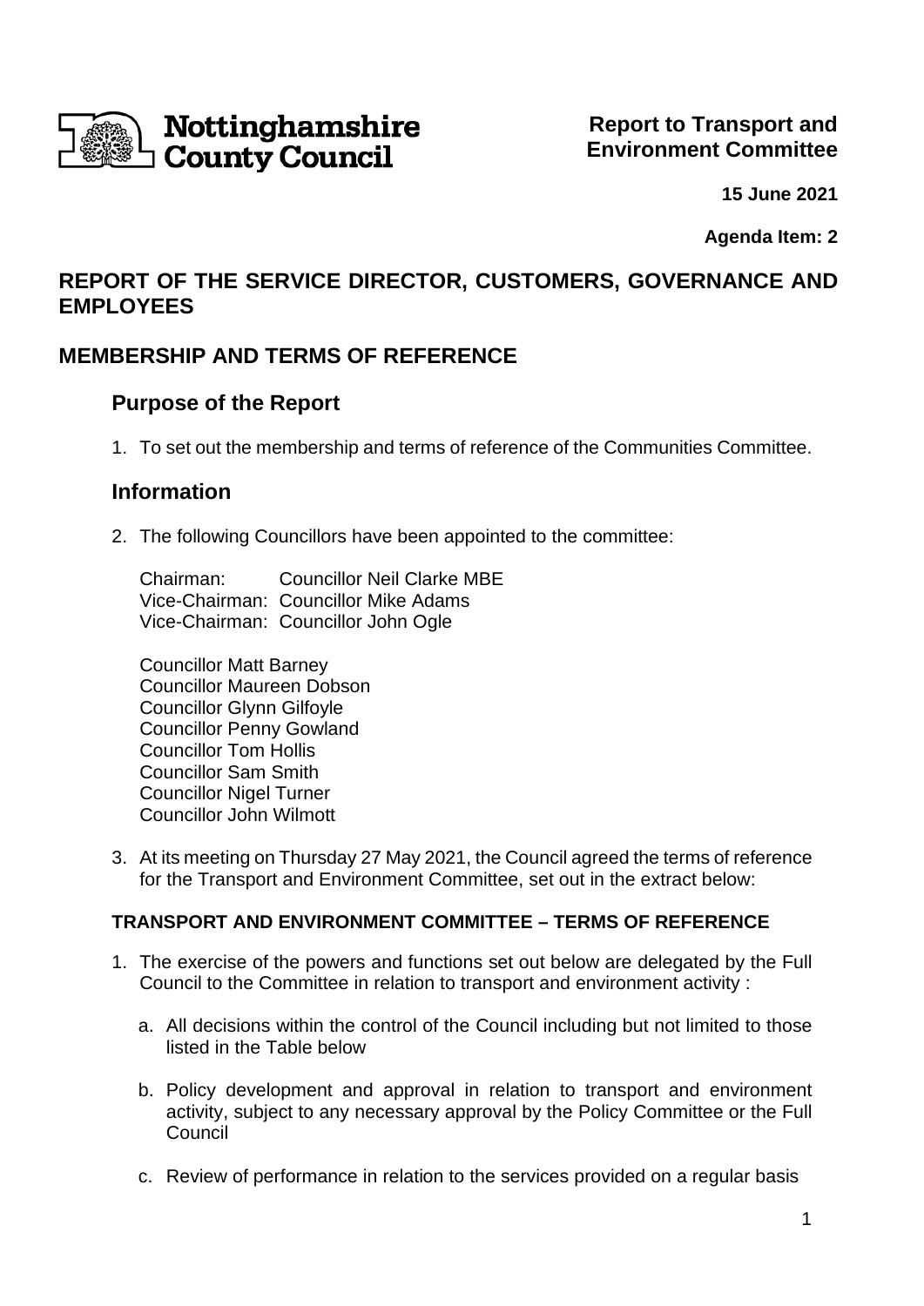**Nottinghamshire County Council**

**Report to Transport and Environment Committee**

**15 June 2021**

**Agenda Item: 2**

## REPORT OF THE SERVICE DIRECTOR, CUSTOMERS, GOVERNANCE AND EMPLOYEES

## MEMBERSHIP AND TERMS OF REFERENCE

### Purpose of the Report

1. To set out the membership and terms of reference of the Communities Committee.

### Information

2. The following Councillors have been appointed to the committee:

   Chairman: Councillor Neil Clarke MBE
   Vice-Chairman: Councillor Mike Adams
   Vice-Chairman: Councillor John Ogle

   Councillor Matt Barney
   Councillor Maureen Dobson
   Councillor Glynn Gilfoyle
   Councillor Penny Gowland
   Councillor Tom Hollis
   Councillor Sam Smith
   Councillor Nigel Turner
   Councillor John Wilmott

3. At its meeting on Thursday 27 May 2021, the Council agreed the terms of reference for the Transport and Environment Committee, set out in the extract below:

**TRANSPORT AND ENVIRONMENT COMMITTEE – TERMS OF REFERENCE**

1. The exercise of the powers and functions set out below are delegated by the Full Council to the Committee in relation to transport and environment activity :

   a. All decisions within the control of the Council including but not limited to those listed in the Table below

   b. Policy development and approval in relation to transport and environment activity, subject to any necessary approval by the Policy Committee or the Full Council

   c. Review of performance in relation to the services provided on a regular basis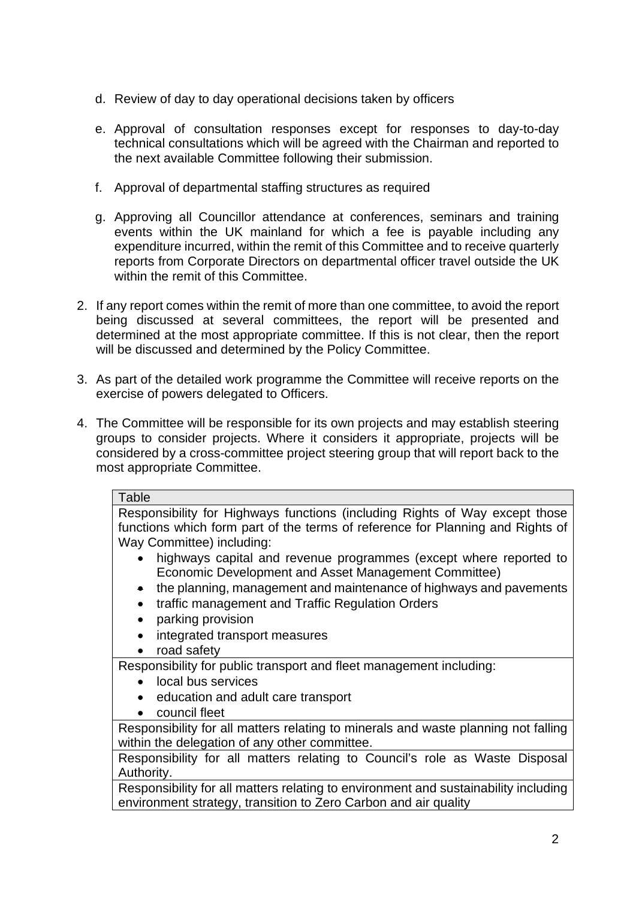d. Review of day to day operational decisions taken by officers

   e. Approval of consultation responses except for responses to day-to-day technical consultations which will be agreed with the Chairman and reported to the next available Committee following their submission.

   f. Approval of departmental staffing structures as required

   g. Approving all Councillor attendance at conferences, seminars and training events within the UK mainland for which a fee is payable including any expenditure incurred, within the remit of this Committee and to receive quarterly reports from Corporate Directors on departmental officer travel outside the UK within the remit of this Committee.

2. If any report comes within the remit of more than one committee, to avoid the report being discussed at several committees, the report will be presented and determined at the most appropriate committee. If this is not clear, then the report will be discussed and determined by the Policy Committee.

3. As part of the detailed work programme the Committee will receive reports on the exercise of powers delegated to Officers.

4. The Committee will be responsible for its own projects and may establish steering groups to consider projects. Where it considers it appropriate, projects will be considered by a cross-committee project steering group that will report back to the most appropriate Committee.

| Table |
|---|
| Responsibility for Highways functions (including Rights of Way except those functions which form part of the terms of reference for Planning and Rights of Way Committee) including:<br>• highways capital and revenue programmes (except where reported to Economic Development and Asset Management Committee)<br>• the planning, management and maintenance of highways and pavements<br>• traffic management and Traffic Regulation Orders<br>• parking provision<br>• integrated transport measures<br>• road safety |
| Responsibility for public transport and fleet management including:<br>• local bus services<br>• education and adult care transport<br>• council fleet |
| Responsibility for all matters relating to minerals and waste planning not falling within the delegation of any other committee. |
| Responsibility for all matters relating to Council's role as Waste Disposal Authority. |
| Responsibility for all matters relating to environment and sustainability including environment strategy, transition to Zero Carbon and air quality |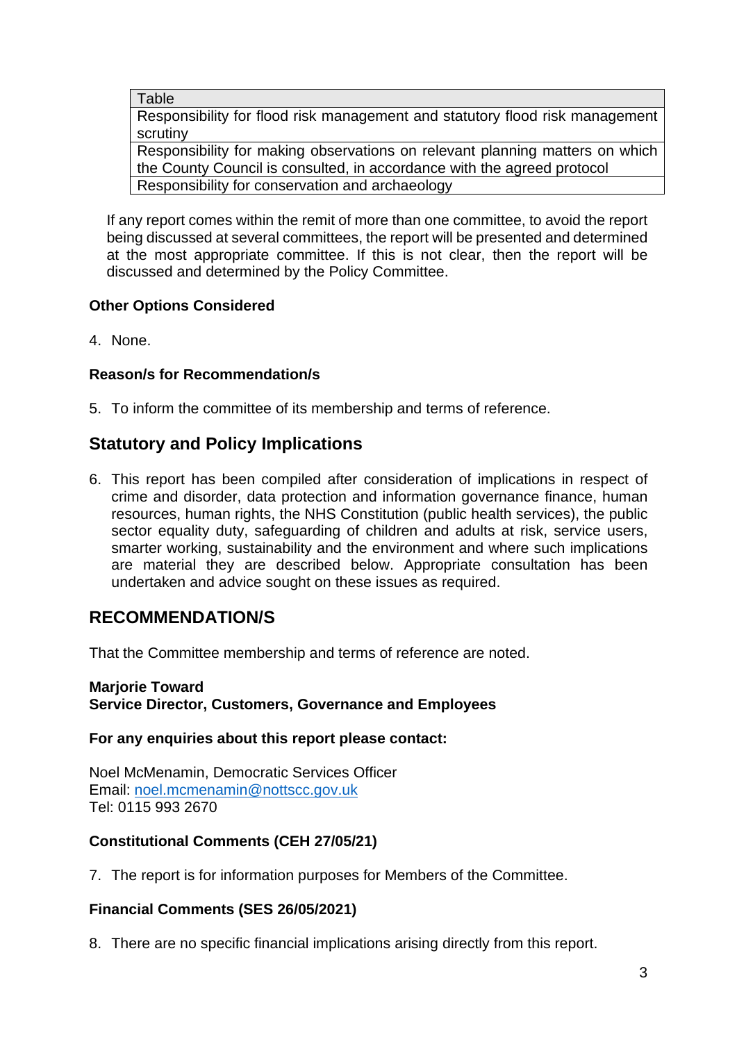| Table |
| --- |
| Responsibility for flood risk management and statutory flood risk management scrutiny |
| Responsibility for making observations on relevant planning matters on which the County Council is consulted, in accordance with the agreed protocol |
| Responsibility for conservation and archaeology |

If any report comes within the remit of more than one committee, to avoid the report being discussed at several committees, the report will be presented and determined at the most appropriate committee. If this is not clear, then the report will be discussed and determined by the Policy Committee.

**Other Options Considered**

4. None.

**Reason/s for Recommendation/s**

5. To inform the committee of its membership and terms of reference.

## Statutory and Policy Implications

6. This report has been compiled after consideration of implications in respect of crime and disorder, data protection and information governance finance, human resources, human rights, the NHS Constitution (public health services), the public sector equality duty, safeguarding of children and adults at risk, service users, smarter working, sustainability and the environment and where such implications are material they are described below. Appropriate consultation has been undertaken and advice sought on these issues as required.

## RECOMMENDATION/S

That the Committee membership and terms of reference are noted.

**Marjorie Toward**
**Service Director, Customers, Governance and Employees**

**For any enquiries about this report please contact:**

Noel McMenamin, Democratic Services Officer
Email: noel.mcmenamin@nottscc.gov.uk
Tel: 0115 993 2670

**Constitutional Comments (CEH 27/05/21)**

7. The report is for information purposes for Members of the Committee.

**Financial Comments (SES 26/05/2021)**

8. There are no specific financial implications arising directly from this report.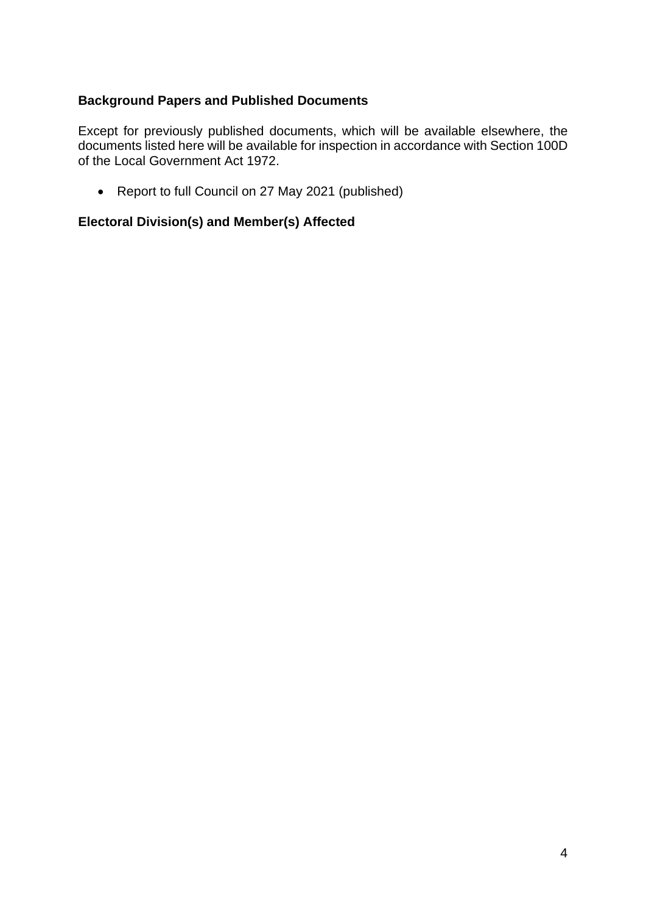**Background Papers and Published Documents**

Except for previously published documents, which will be available elsewhere, the documents listed here will be available for inspection in accordance with Section 100D of the Local Government Act 1972.

- Report to full Council on 27 May 2021 (published)

**Electoral Division(s) and Member(s) Affected**